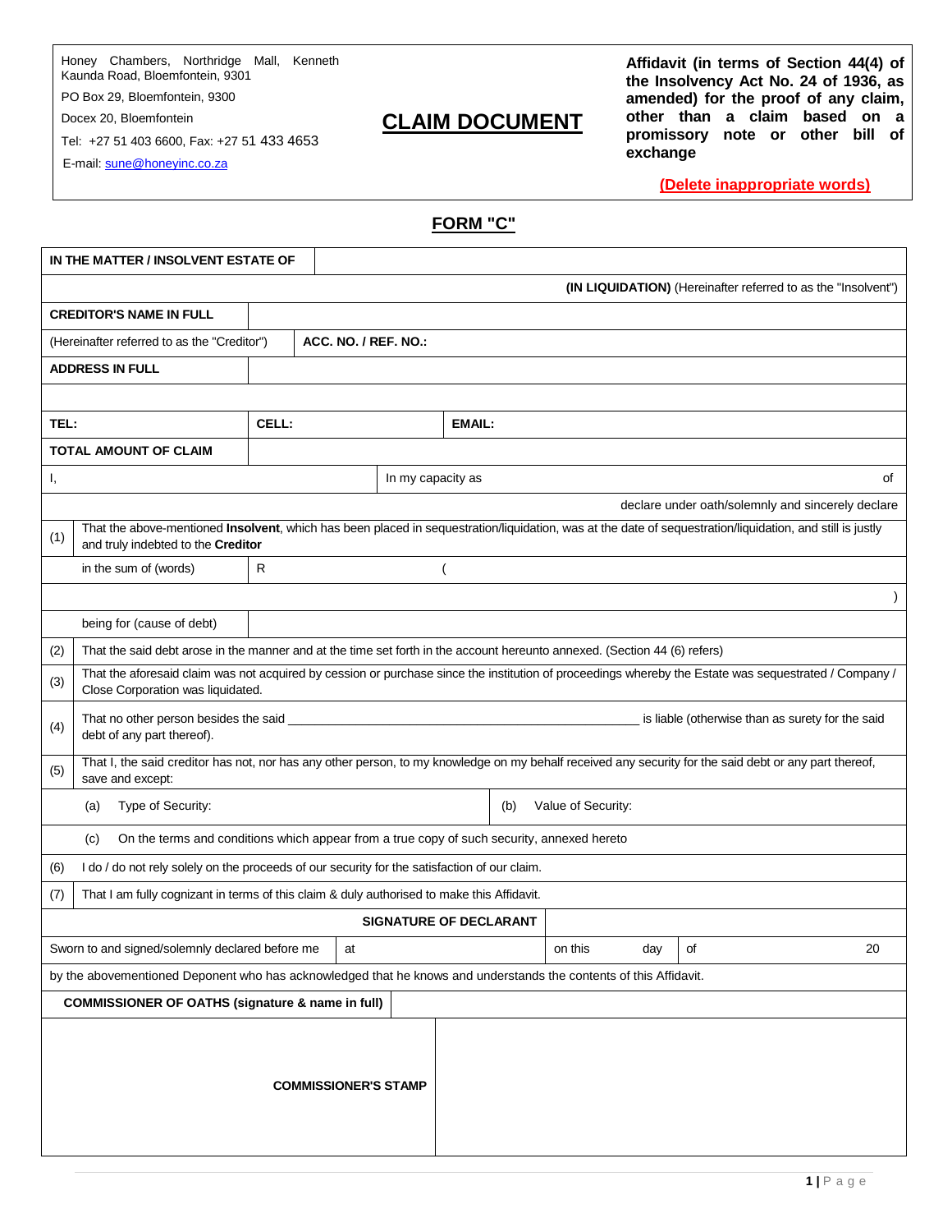Honey Chambers, Northridge Mall, Kenneth Kaunda Road, Bloemfontein, 9301

PO Box 29, Bloemfontein, 9300

Docex 20, Bloemfontein

Tel: +27 51 403 6600, Fax: +27 51 433 4653

E-mail: sune@honeyinc.co.za

# CLAIM DOCUMENT

**Affidavit (in terms of Section 44(4) of the Insolvency Act No. 24 of 1936, as amended) for the proof of any claim, other than a claim based on a promissory note or other bill of exchange**

**(Delete inappropriate words)**

## FORM "C"

| | | | | |
|---|---|---|---|---|
| **IN THE MATTER / INSOLVENT ESTATE OF** | | | | |
| | | | | **(IN LIQUIDATION)** (Hereinafter referred to as the "Insolvent") |
| **CREDITOR'S NAME IN FULL** | | | | |
| (Hereinafter referred to as the "Creditor") | **ACC. NO. / REF. NO.:** | | | |
| **ADDRESS IN FULL** | | | | |
| | | | | |
| **TEL:** | **CELL:** | | **EMAIL:** | |
| **TOTAL AMOUNT OF CLAIM** | | | | |
| I, | | In my capacity as | | of |
| | | | | declare under oath/solemnly and sincerely declare |

| | | | |
|---|---|---|---|
| (1) | That the above-mentioned **Insolvent**, which has been placed in sequestration/liquidation, was at the date of sequestration/liquidation, and still is justly and truly indebted to the **Creditor** | | |
| | in the sum of (words) | R | ( |
| | | | ) |
| | being for (cause of debt) | | |
| (2) | That the said debt arose in the manner and at the time set forth in the account hereunto annexed. (Section 44 (6) refers) | | |
| (3) | That the aforesaid claim was not acquired by cession or purchase since the institution of proceedings whereby the Estate was sequestrated / Company / Close Corporation was liquidated. | | |
| (4) | That no other person besides the said ______________________________ is liable (otherwise than as surety for the said debt of any part thereof). | | |
| (5) | That I, the said creditor has not, nor has any other person, to my knowledge on my behalf received any security for the said debt or any part thereof, save and except: | | |
| | (a) Type of Security: | (b) Value of Security: | |
| | (c) On the terms and conditions which appear from a true copy of such security, annexed hereto | | |
| (6) | I do / do not rely solely on the proceeds of our security for the satisfaction of our claim. | | |
| (7) | That I am fully cognizant in terms of this claim & duly authorised to make this Affidavit. | | |

| | | | | |
|---|---|---|---|---|
| | **SIGNATURE OF DECLARANT** | | | |
| Sworn to and signed/solemnly declared before me | at | on this day | of | 20 |
| by the abovementioned Deponent who has acknowledged that he knows and understands the contents of this Affidavit. | | | | |
| **COMMISSIONER OF OATHS (signature & name in full)** | | | | |
| **COMMISSIONER'S STAMP** | | | | |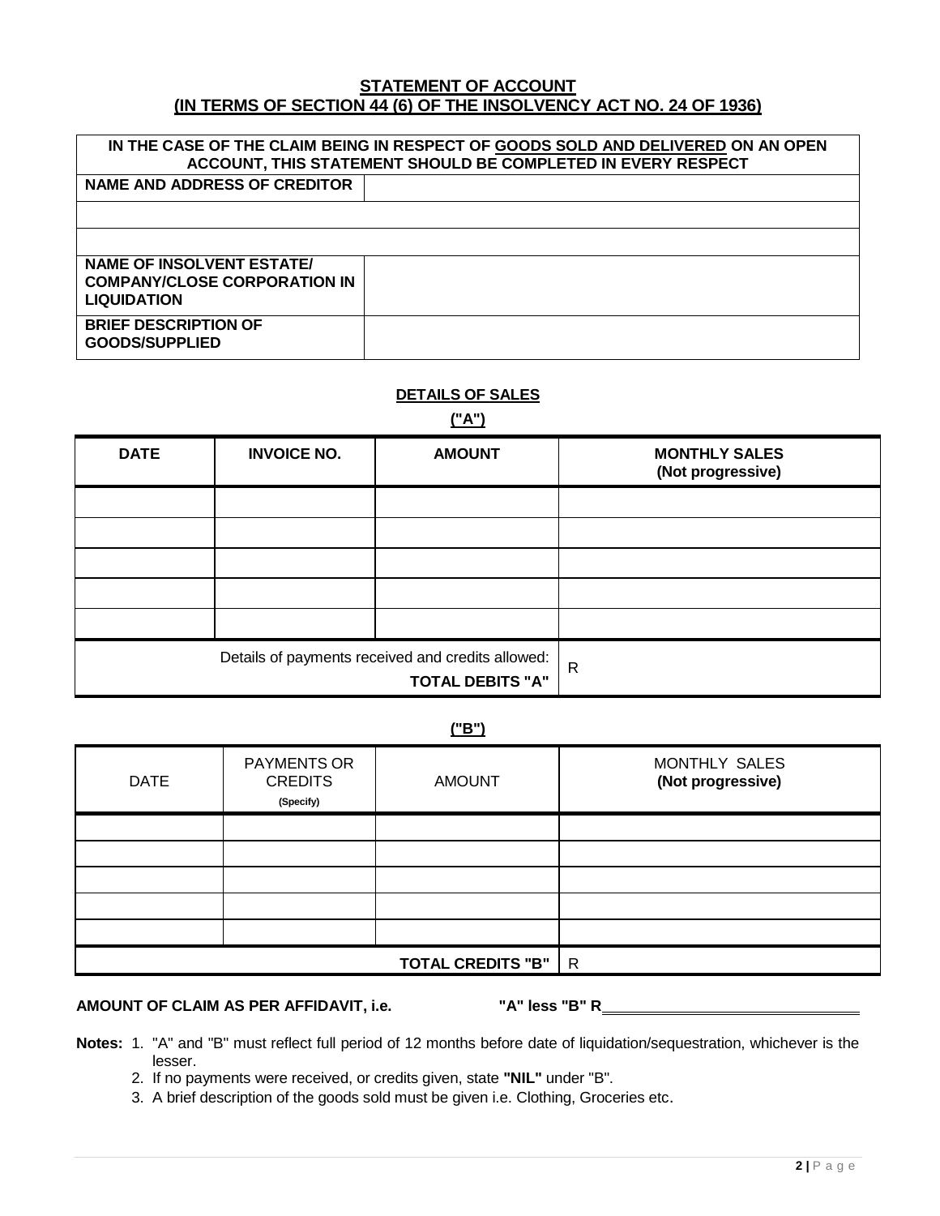## STATEMENT OF ACCOUNT
## (IN TERMS OF SECTION 44 (6) OF THE INSOLVENCY ACT NO. 24 OF 1936)

| IN THE CASE OF THE CLAIM BEING IN RESPECT OF GOODS SOLD AND DELIVERED ON AN OPEN ACCOUNT, THIS STATEMENT SHOULD BE COMPLETED IN EVERY RESPECT | |
|---|---|
| **NAME AND ADDRESS OF CREDITOR** | |
| | |
| | |
| **NAME OF INSOLVENT ESTATE/ COMPANY/CLOSE CORPORATION IN LIQUIDATION** | |
| **BRIEF DESCRIPTION OF GOODS/SUPPLIED** | |

### DETAILS OF SALES

**("A")**

| DATE | INVOICE NO. | AMOUNT | MONTHLY SALES (Not progressive) |
|---|---|---|---|
| | | | |
| | | | |
| | | | |
| | | | |
| | | | |
| Details of payments received and credits allowed: **TOTAL DEBITS "A"** | | | R |

**("B")**

| DATE | PAYMENTS OR CREDITS (Specify) | AMOUNT | MONTHLY SALES **(Not progressive)** |
|---|---|---|---|
| | | | |
| | | | |
| | | | |
| | | | |
| | | | |
| **TOTAL CREDITS "B"** | | | R |

**AMOUNT OF CLAIM AS PER AFFIDAVIT, i.e. "A" less "B" R**\_\_\_\_\_\_\_\_\_\_\_\_\_\_\_\_\_\_\_\_

**Notes:**
1. "A" and "B" must reflect full period of 12 months before date of liquidation/sequestration, whichever is the lesser.
2. If no payments were received, or credits given, state **"NIL"** under "B".
3. A brief description of the goods sold must be given i.e. Clothing, Groceries etc.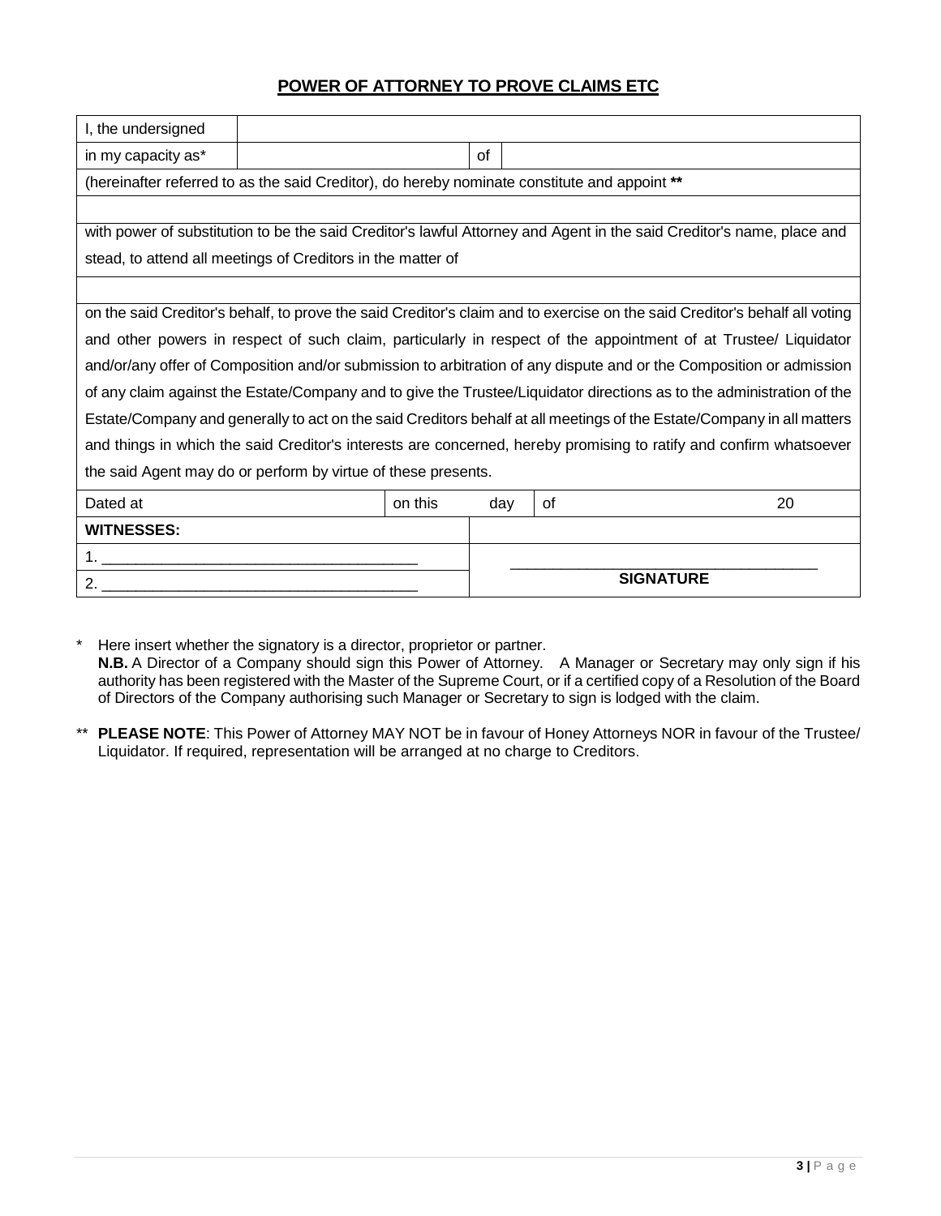# POWER OF ATTORNEY TO PROVE CLAIMS ETC

| I, the undersigned | | | |
|---|---|---|---|
| in my capacity as* | | of | |

(hereinafter referred to as the said Creditor), do hereby nominate constitute and appoint **

&nbsp;

with power of substitution to be the said Creditor's lawful Attorney and Agent in the said Creditor's name, place and stead, to attend all meetings of Creditors in the matter of

&nbsp;

on the said Creditor's behalf, to prove the said Creditor's claim and to exercise on the said Creditor's behalf all voting and other powers in respect of such claim, particularly in respect of the appointment of at Trustee/ Liquidator and/or/any offer of Composition and/or submission to arbitration of any dispute and or the Composition or admission of any claim against the Estate/Company and to give the Trustee/Liquidator directions as to the administration of the Estate/Company and generally to act on the said Creditors behalf at all meetings of the Estate/Company in all matters and things in which the said Creditor's interests are concerned, hereby promising to ratify and confirm whatsoever the said Agent may do or perform by virtue of these presents.

| Dated at | | on this | day | of | 20 |
|---|---|---|---|---|---|

| **WITNESSES:** | |
|---|---|
| 1. _____________________________________ | _____________________________________ |
| 2. _____________________________________ | **SIGNATURE** |

\* Here insert whether the signatory is a director, proprietor or partner.
**N.B.** A Director of a Company should sign this Power of Attorney. A Manager or Secretary may only sign if his authority has been registered with the Master of the Supreme Court, or if a certified copy of a Resolution of the Board of Directors of the Company authorising such Manager or Secretary to sign is lodged with the claim.

** **PLEASE NOTE**: This Power of Attorney MAY NOT be in favour of Honey Attorneys NOR in favour of the Trustee/ Liquidator. If required, representation will be arranged at no charge to Creditors.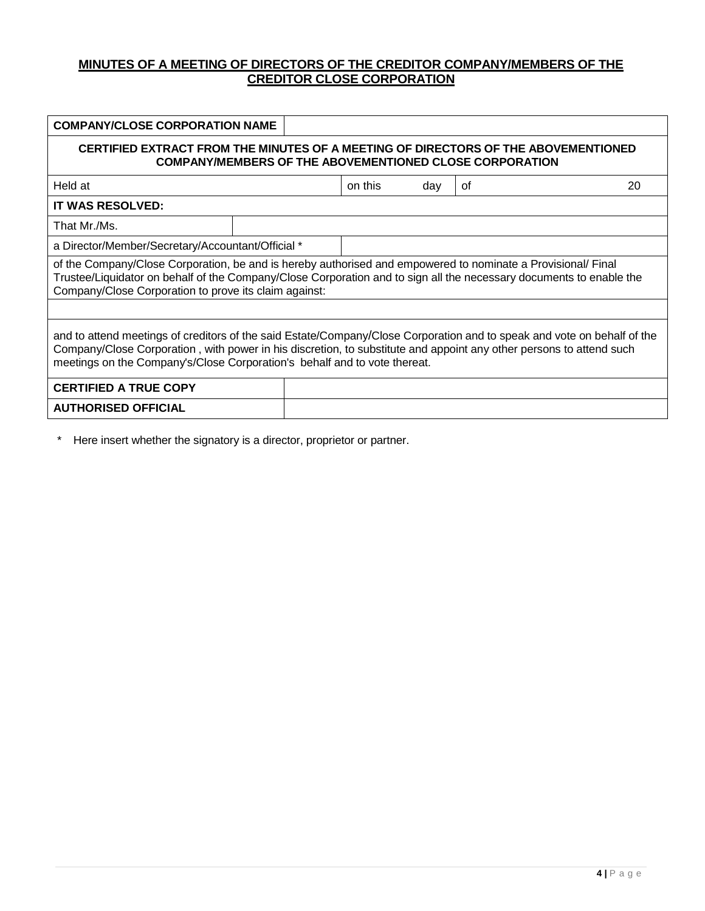**MINUTES OF A MEETING OF DIRECTORS OF THE CREDITOR COMPANY/MEMBERS OF THE CREDITOR CLOSE CORPORATION**

| **COMPANY/CLOSE CORPORATION NAME** | | | | | |
|---|---|---|---|---|---|
| **CERTIFIED EXTRACT FROM THE MINUTES OF A MEETING OF DIRECTORS OF THE ABOVEMENTIONED COMPANY/MEMBERS OF THE ABOVEMENTIONED CLOSE CORPORATION** | | | | | |
| Held at | | on this | day | of | 20 |
| **IT WAS RESOLVED:** | | | | | |
| That Mr./Ms. | | | | | |
| a Director/Member/Secretary/Accountant/Official * | | | | | |
| of the Company/Close Corporation, be and is hereby authorised and empowered to nominate a Provisional/ Final Trustee/Liquidator on behalf of the Company/Close Corporation and to sign all the necessary documents to enable the Company/Close Corporation to prove its claim against: | | | | | |
| | | | | | |
| and to attend meetings of creditors of the said Estate/Company/Close Corporation and to speak and vote on behalf of the Company/Close Corporation , with power in his discretion, to substitute and appoint any other persons to attend such meetings on the Company's/Close Corporation's behalf and to vote thereat. | | | | | |
| **CERTIFIED A TRUE COPY** | | | | | |
| **AUTHORISED OFFICIAL** | | | | | |

\* Here insert whether the signatory is a director, proprietor or partner.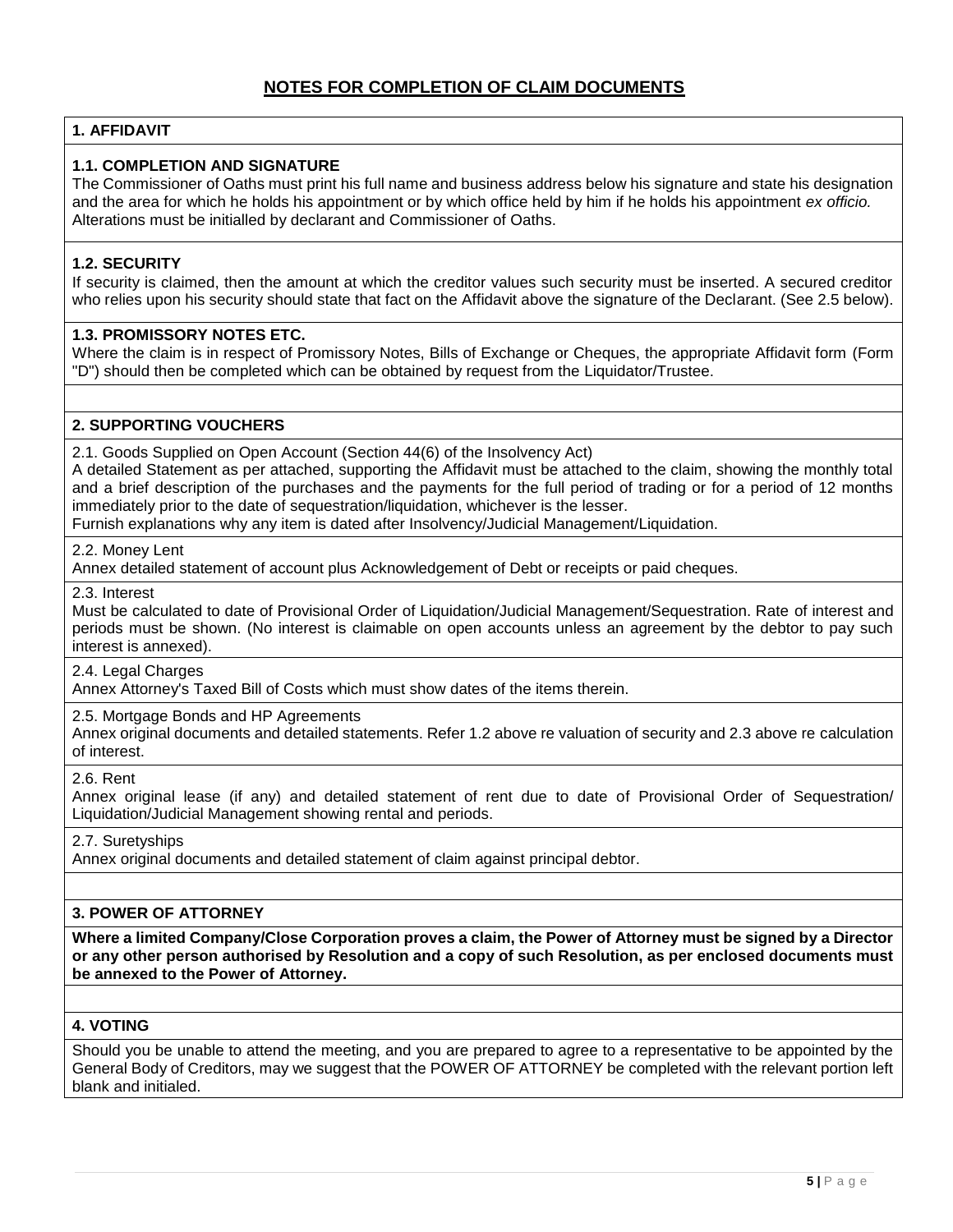# NOTES FOR COMPLETION OF CLAIM DOCUMENTS

## 1. AFFIDAVIT

### 1.1. COMPLETION AND SIGNATURE

The Commissioner of Oaths must print his full name and business address below his signature and state his designation and the area for which he holds his appointment or by which office held by him if he holds his appointment *ex officio.* Alterations must be initialled by declarant and Commissioner of Oaths.

### 1.2. SECURITY

If security is claimed, then the amount at which the creditor values such security must be inserted. A secured creditor who relies upon his security should state that fact on the Affidavit above the signature of the Declarant. (See 2.5 below).

### 1.3. PROMISSORY NOTES ETC.

Where the claim is in respect of Promissory Notes, Bills of Exchange or Cheques, the appropriate Affidavit form (Form "D") should then be completed which can be obtained by request from the Liquidator/Trustee.

## 2. SUPPORTING VOUCHERS

2.1. Goods Supplied on Open Account (Section 44(6) of the Insolvency Act)

A detailed Statement as per attached, supporting the Affidavit must be attached to the claim, showing the monthly total and a brief description of the purchases and the payments for the full period of trading or for a period of 12 months immediately prior to the date of sequestration/liquidation, whichever is the lesser.

Furnish explanations why any item is dated after Insolvency/Judicial Management/Liquidation.

2.2. Money Lent

Annex detailed statement of account plus Acknowledgement of Debt or receipts or paid cheques.

2.3. Interest

Must be calculated to date of Provisional Order of Liquidation/Judicial Management/Sequestration. Rate of interest and periods must be shown. (No interest is claimable on open accounts unless an agreement by the debtor to pay such interest is annexed).

2.4. Legal Charges

Annex Attorney's Taxed Bill of Costs which must show dates of the items therein.

2.5. Mortgage Bonds and HP Agreements

Annex original documents and detailed statements. Refer 1.2 above re valuation of security and 2.3 above re calculation of interest.

2.6. Rent

Annex original lease (if any) and detailed statement of rent due to date of Provisional Order of Sequestration/ Liquidation/Judicial Management showing rental and periods.

2.7. Suretyships

Annex original documents and detailed statement of claim against principal debtor.

## 3. POWER OF ATTORNEY

**Where a limited Company/Close Corporation proves a claim, the Power of Attorney must be signed by a Director or any other person authorised by Resolution and a copy of such Resolution, as per enclosed documents must be annexed to the Power of Attorney.**

## 4. VOTING

Should you be unable to attend the meeting, and you are prepared to agree to a representative to be appointed by the General Body of Creditors, may we suggest that the POWER OF ATTORNEY be completed with the relevant portion left blank and initialed.